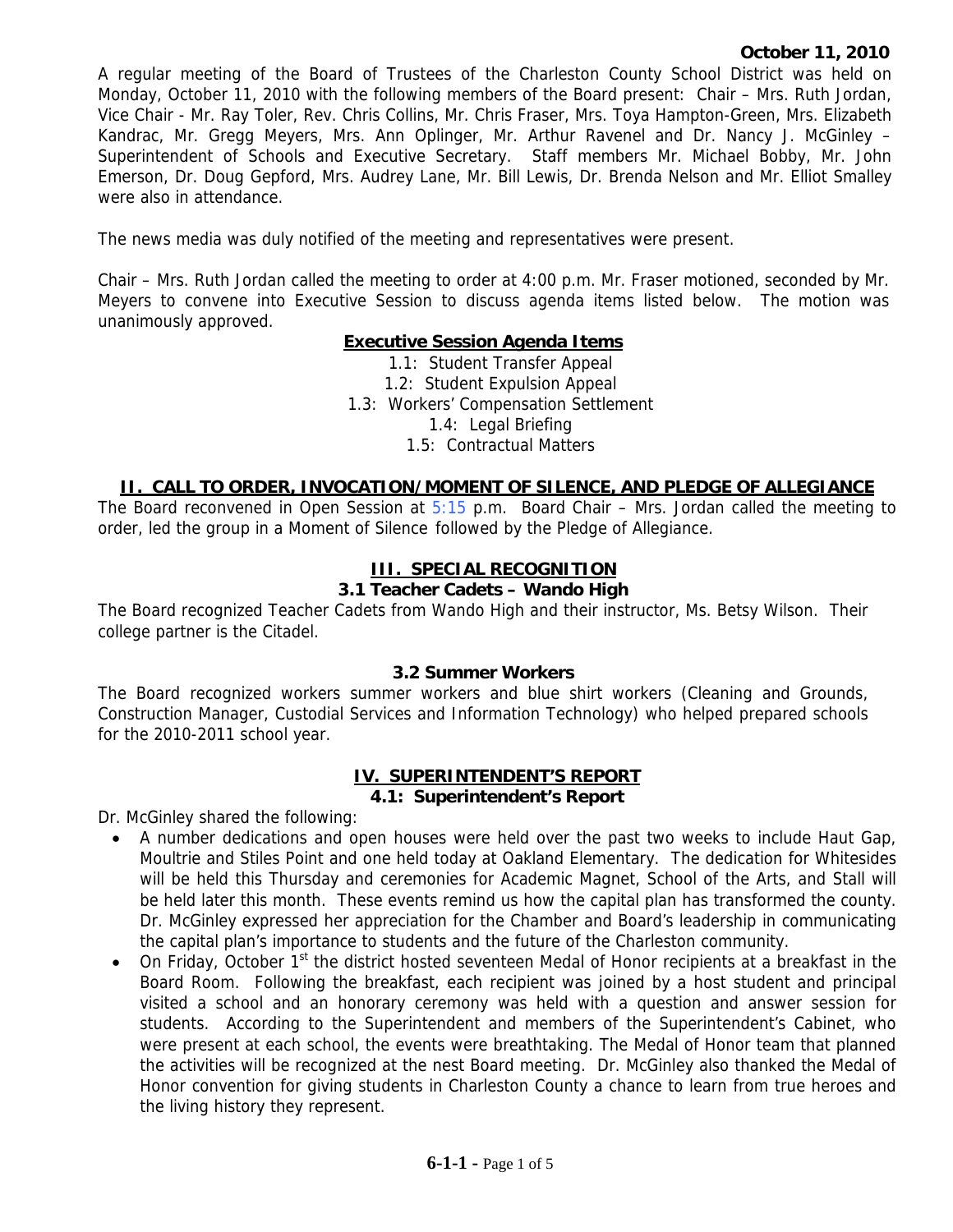**October 11, 2010**

A regular meeting of the Board of Trustees of the Charleston County School District was held on Monday, October 11, 2010 with the following members of the Board present: Chair – Mrs. Ruth Jordan, Vice Chair - Mr. Ray Toler, Rev. Chris Collins, Mr. Chris Fraser, Mrs. Toya Hampton-Green, Mrs. Elizabeth Kandrac, Mr. Gregg Meyers, Mrs. Ann Oplinger, Mr. Arthur Ravenel and Dr. Nancy J. McGinley – Superintendent of Schools and Executive Secretary. Staff members Mr. Michael Bobby, Mr. John Emerson, Dr. Doug Gepford, Mrs. Audrey Lane, Mr. Bill Lewis, Dr. Brenda Nelson and Mr. Elliot Smalley were also in attendance.

The news media was duly notified of the meeting and representatives were present.

Chair – Mrs. Ruth Jordan called the meeting to order at 4:00 p.m. Mr. Fraser motioned, seconded by Mr. Meyers to convene into Executive Session to discuss agenda items listed below. The motion was unanimously approved.

**Executive Session Agenda Items**

1.1: Student Transfer Appeal
1.2: Student Expulsion Appeal
1.3: Workers' Compensation Settlement
1.4: Legal Briefing
1.5: Contractual Matters

## II. CALL TO ORDER, INVOCATION/MOMENT OF SILENCE, AND PLEDGE OF ALLEGIANCE

The Board reconvened in Open Session at 5:15 p.m. Board Chair – Mrs. Jordan called the meeting to order, led the group in a Moment of Silence followed by the Pledge of Allegiance.

## III. SPECIAL RECOGNITION

### 3.1 Teacher Cadets – Wando High

The Board recognized Teacher Cadets from Wando High and their instructor, Ms. Betsy Wilson. Their college partner is the Citadel.

### 3.2 Summer Workers

The Board recognized workers summer workers and blue shirt workers (Cleaning and Grounds, Construction Manager, Custodial Services and Information Technology) who helped prepared schools for the 2010-2011 school year.

## IV. SUPERINTENDENT'S REPORT

### 4.1: Superintendent's Report

Dr. McGinley shared the following:

- A number dedications and open houses were held over the past two weeks to include Haut Gap, Moultrie and Stiles Point and one held today at Oakland Elementary. The dedication for Whitesides will be held this Thursday and ceremonies for Academic Magnet, School of the Arts, and Stall will be held later this month. These events remind us how the capital plan has transformed the county. Dr. McGinley expressed her appreciation for the Chamber and Board's leadership in communicating the capital plan's importance to students and the future of the Charleston community.
- On Friday, October 1st the district hosted seventeen Medal of Honor recipients at a breakfast in the Board Room. Following the breakfast, each recipient was joined by a host student and principal visited a school and an honorary ceremony was held with a question and answer session for students. According to the Superintendent and members of the Superintendent's Cabinet, who were present at each school, the events were breathtaking. The Medal of Honor team that planned the activities will be recognized at the nest Board meeting. Dr. McGinley also thanked the Medal of Honor convention for giving students in Charleston County a chance to learn from true heroes and the living history they represent.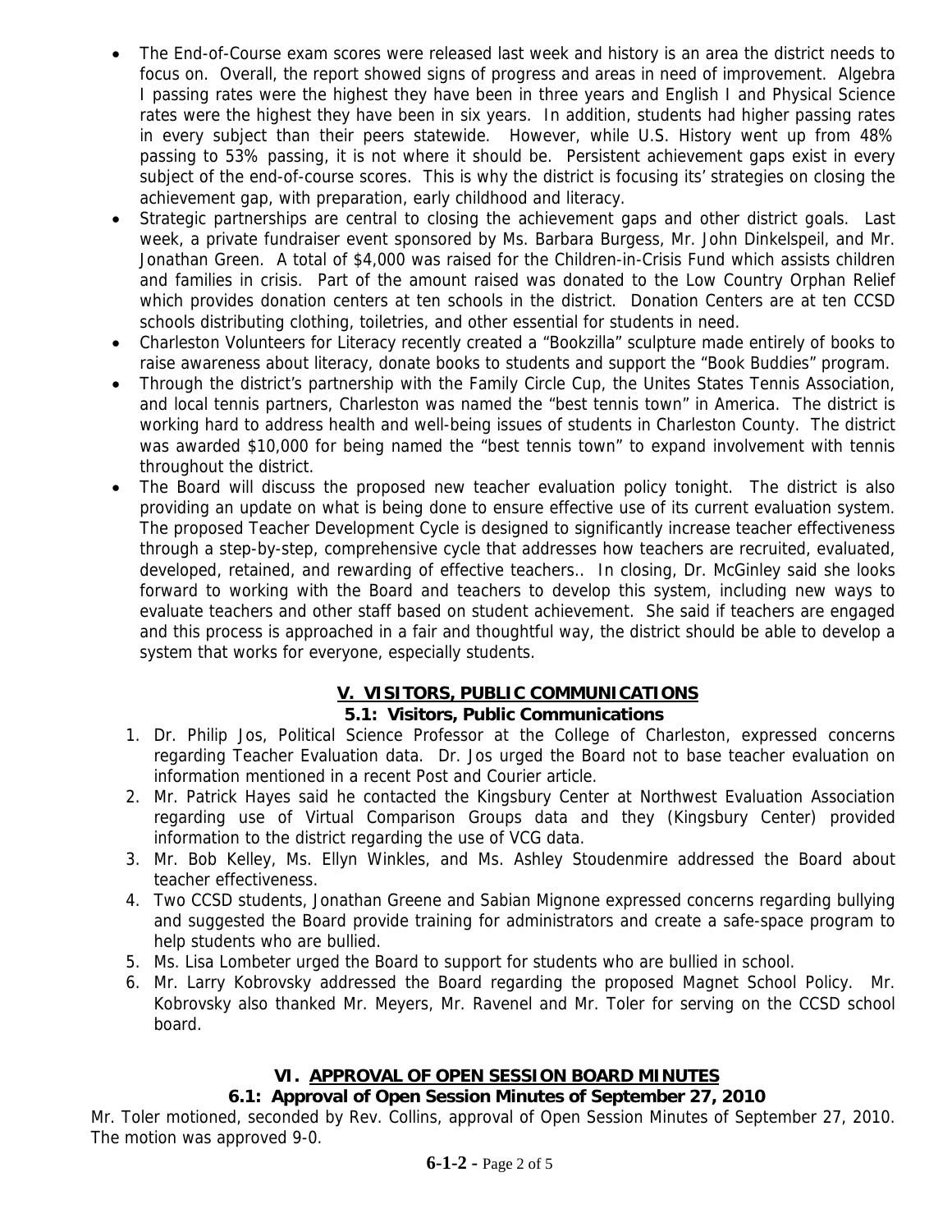- The End-of-Course exam scores were released last week and history is an area the district needs to focus on. Overall, the report showed signs of progress and areas in need of improvement. Algebra I passing rates were the highest they have been in three years and English I and Physical Science rates were the highest they have been in six years. In addition, students had higher passing rates in every subject than their peers statewide. However, while U.S. History went up from 48% passing to 53% passing, it is not where it should be. Persistent achievement gaps exist in every subject of the end-of-course scores. This is why the district is focusing its' strategies on closing the achievement gap, with preparation, early childhood and literacy.
- Strategic partnerships are central to closing the achievement gaps and other district goals. Last week, a private fundraiser event sponsored by Ms. Barbara Burgess, Mr. John Dinkelspeil, and Mr. Jonathan Green. A total of $4,000 was raised for the Children-in-Crisis Fund which assists children and families in crisis. Part of the amount raised was donated to the Low Country Orphan Relief which provides donation centers at ten schools in the district. Donation Centers are at ten CCSD schools distributing clothing, toiletries, and other essential for students in need.
- Charleston Volunteers for Literacy recently created a "Bookzilla" sculpture made entirely of books to raise awareness about literacy, donate books to students and support the "Book Buddies" program.
- Through the district's partnership with the Family Circle Cup, the Unites States Tennis Association, and local tennis partners, Charleston was named the "best tennis town" in America. The district is working hard to address health and well-being issues of students in Charleston County. The district was awarded $10,000 for being named the "best tennis town" to expand involvement with tennis throughout the district.
- The Board will discuss the proposed new teacher evaluation policy tonight. The district is also providing an update on what is being done to ensure effective use of its current evaluation system. The proposed Teacher Development Cycle is designed to significantly increase teacher effectiveness through a step-by-step, comprehensive cycle that addresses how teachers are recruited, evaluated, developed, retained, and rewarding of effective teachers.. In closing, Dr. McGinley said she looks forward to working with the Board and teachers to develop this system, including new ways to evaluate teachers and other staff based on student achievement. She said if teachers are engaged and this process is approached in a fair and thoughtful way, the district should be able to develop a system that works for everyone, especially students.

## V. VISITORS, PUBLIC COMMUNICATIONS

### 5.1: Visitors, Public Communications

1. Dr. Philip Jos, Political Science Professor at the College of Charleston, expressed concerns regarding Teacher Evaluation data. Dr. Jos urged the Board not to base teacher evaluation on information mentioned in a recent Post and Courier article.
2. Mr. Patrick Hayes said he contacted the Kingsbury Center at Northwest Evaluation Association regarding use of Virtual Comparison Groups data and they (Kingsbury Center) provided information to the district regarding the use of VCG data.
3. Mr. Bob Kelley, Ms. Ellyn Winkles, and Ms. Ashley Stoudenmire addressed the Board about teacher effectiveness.
4. Two CCSD students, Jonathan Greene and Sabian Mignone expressed concerns regarding bullying and suggested the Board provide training for administrators and create a safe-space program to help students who are bullied.
5. Ms. Lisa Lombeter urged the Board to support for students who are bullied in school.
6. Mr. Larry Kobrovsky addressed the Board regarding the proposed Magnet School Policy. Mr. Kobrovsky also thanked Mr. Meyers, Mr. Ravenel and Mr. Toler for serving on the CCSD school board.

## VI. APPROVAL OF OPEN SESSION BOARD MINUTES

### 6.1: Approval of Open Session Minutes of September 27, 2010

Mr. Toler motioned, seconded by Rev. Collins, approval of Open Session Minutes of September 27, 2010. The motion was approved 9-0.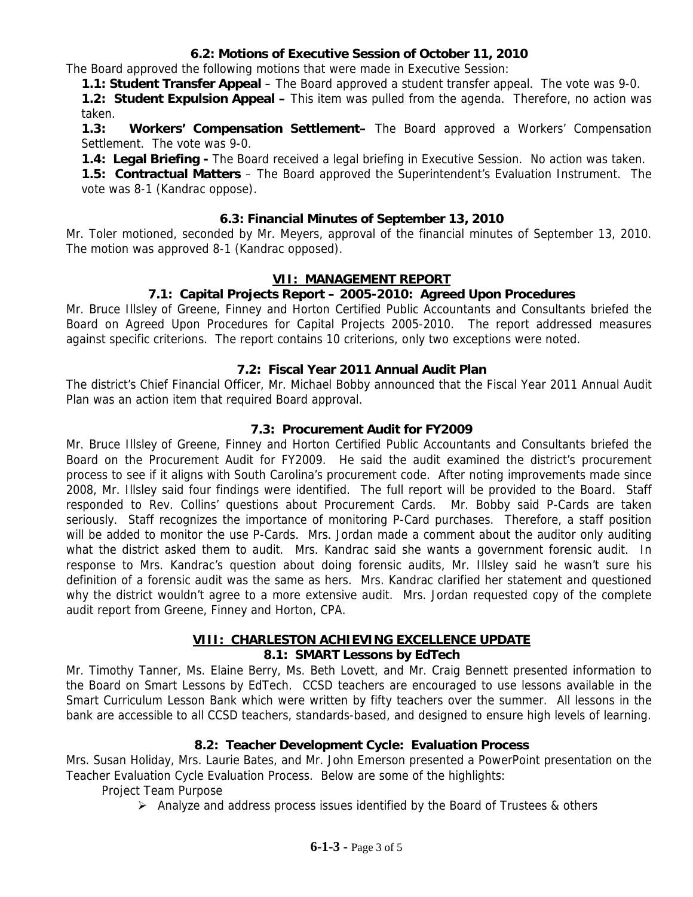### 6.2: Motions of Executive Session of October 11, 2010

The Board approved the following motions that were made in Executive Session:

**1.1: Student Transfer Appeal** – The Board approved a student transfer appeal. The vote was 9-0.

**1.2: Student Expulsion Appeal –** This item was pulled from the agenda. Therefore, no action was taken.

**1.3: Workers' Compensation Settlement–** The Board approved a Workers' Compensation Settlement. The vote was 9-0.

**1.4: Legal Briefing -** The Board received a legal briefing in Executive Session. No action was taken.

**1.5: Contractual Matters** – The Board approved the Superintendent's Evaluation Instrument. The vote was 8-1 (Kandrac oppose).

### 6.3: Financial Minutes of September 13, 2010

Mr. Toler motioned, seconded by Mr. Meyers, approval of the financial minutes of September 13, 2010. The motion was approved 8-1 (Kandrac opposed).

## VII: MANAGEMENT REPORT

### 7.1: Capital Projects Report – 2005-2010: Agreed Upon Procedures

Mr. Bruce Illsley of Greene, Finney and Horton Certified Public Accountants and Consultants briefed the Board on Agreed Upon Procedures for Capital Projects 2005-2010. The report addressed measures against specific criterions. The report contains 10 criterions, only two exceptions were noted.

### 7.2: Fiscal Year 2011 Annual Audit Plan

The district's Chief Financial Officer, Mr. Michael Bobby announced that the Fiscal Year 2011 Annual Audit Plan was an action item that required Board approval.

### 7.3: Procurement Audit for FY2009

Mr. Bruce Illsley of Greene, Finney and Horton Certified Public Accountants and Consultants briefed the Board on the Procurement Audit for FY2009. He said the audit examined the district's procurement process to see if it aligns with South Carolina's procurement code. After noting improvements made since 2008, Mr. Illsley said four findings were identified. The full report will be provided to the Board. Staff responded to Rev. Collins' questions about Procurement Cards. Mr. Bobby said P-Cards are taken seriously. Staff recognizes the importance of monitoring P-Card purchases. Therefore, a staff position will be added to monitor the use P-Cards. Mrs. Jordan made a comment about the auditor only auditing what the district asked them to audit. Mrs. Kandrac said she wants a government forensic audit. In response to Mrs. Kandrac's question about doing forensic audits, Mr. Illsley said he wasn't sure his definition of a forensic audit was the same as hers. Mrs. Kandrac clarified her statement and questioned why the district wouldn't agree to a more extensive audit. Mrs. Jordan requested copy of the complete audit report from Greene, Finney and Horton, CPA.

## VIII: CHARLESTON ACHIEVING EXCELLENCE UPDATE

### 8.1: SMART Lessons by EdTech

Mr. Timothy Tanner, Ms. Elaine Berry, Ms. Beth Lovett, and Mr. Craig Bennett presented information to the Board on Smart Lessons by EdTech. CCSD teachers are encouraged to use lessons available in the Smart Curriculum Lesson Bank which were written by fifty teachers over the summer. All lessons in the bank are accessible to all CCSD teachers, standards-based, and designed to ensure high levels of learning.

### 8.2: Teacher Development Cycle: Evaluation Process

Mrs. Susan Holiday, Mrs. Laurie Bates, and Mr. John Emerson presented a PowerPoint presentation on the Teacher Evaluation Cycle Evaluation Process. Below are some of the highlights:

Project Team Purpose

- Analyze and address process issues identified by the Board of Trustees & others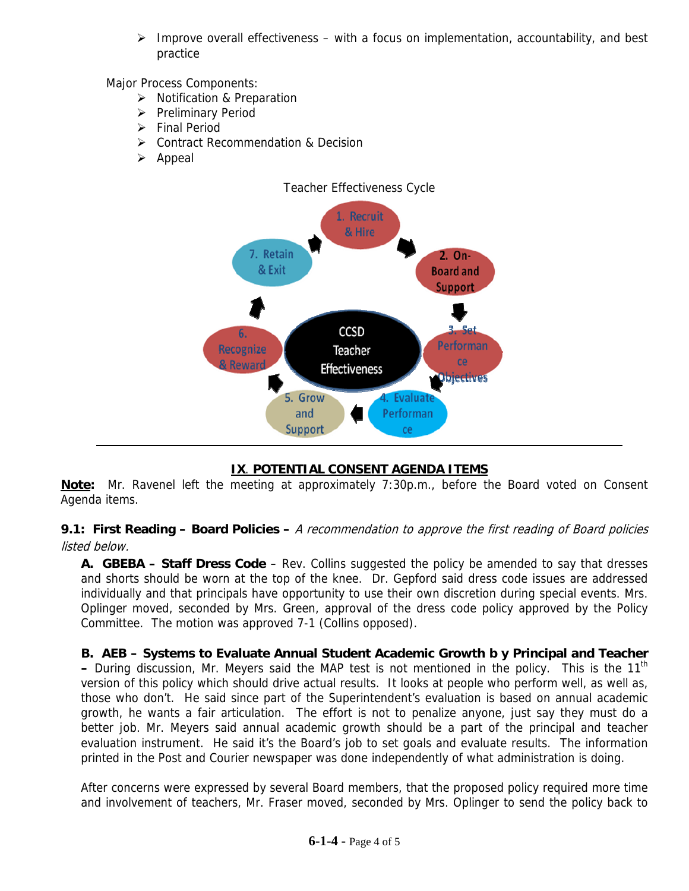- Improve overall effectiveness – with a focus on implementation, accountability, and best practice

Major Process Components:

- Notification & Preparation
- Preliminary Period
- Final Period
- Contract Recommendation & Decision
- Appeal

Teacher Effectiveness Cycle

CCSD Teacher Effectiveness

1. Recruit & Hire
2. On-Board and Support
3. Set Performance Objectives
4. Evaluate Performance
5. Grow and Support
6. Recognize & Reward
7. Retain & Exit

---

## IX. POTENTIAL CONSENT AGENDA ITEMS

**Note:** Mr. Ravenel left the meeting at approximately 7:30p.m., before the Board voted on Consent Agenda items.

**9.1: First Reading – Board Policies –** *A recommendation to approve the first reading of Board policies listed below.*

**A. GBEBA – Staff Dress Code** – Rev. Collins suggested the policy be amended to say that dresses and shorts should be worn at the top of the knee. Dr. Gepford said dress code issues are addressed individually and that principals have opportunity to use their own discretion during special events. Mrs. Oplinger moved, seconded by Mrs. Green, approval of the dress code policy approved by the Policy Committee. The motion was approved 7-1 (Collins opposed).

**B. AEB – Systems to Evaluate Annual Student Academic Growth b y Principal and Teacher –** During discussion, Mr. Meyers said the MAP test is not mentioned in the policy. This is the 11th version of this policy which should drive actual results. It looks at people who perform well, as well as, those who don't. He said since part of the Superintendent's evaluation is based on annual academic growth, he wants a fair articulation. The effort is not to penalize anyone, just say they must do a better job. Mr. Meyers said annual academic growth should be a part of the principal and teacher evaluation instrument. He said it's the Board's job to set goals and evaluate results. The information printed in the Post and Courier newspaper was done independently of what administration is doing.

After concerns were expressed by several Board members, that the proposed policy required more time and involvement of teachers, Mr. Fraser moved, seconded by Mrs. Oplinger to send the policy back to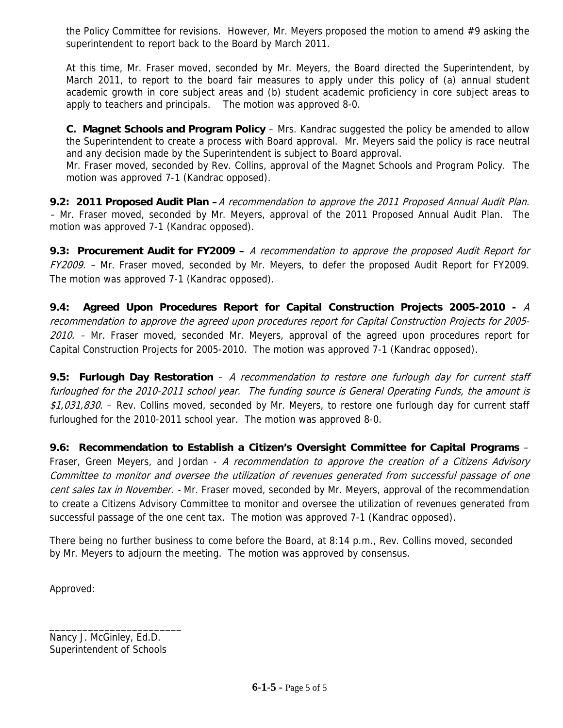the Policy Committee for revisions. However, Mr. Meyers proposed the motion to amend #9 asking the superintendent to report back to the Board by March 2011.

At this time, Mr. Fraser moved, seconded by Mr. Meyers, the Board directed the Superintendent, by March 2011, to report to the board fair measures to apply under this policy of (a) annual student academic growth in core subject areas and (b) student academic proficiency in core subject areas to apply to teachers and principals. The motion was approved 8-0.

**C. Magnet Schools and Program Policy** – Mrs. Kandrac suggested the policy be amended to allow the Superintendent to create a process with Board approval. Mr. Meyers said the policy is race neutral and any decision made by the Superintendent is subject to Board approval.
Mr. Fraser moved, seconded by Rev. Collins, approval of the Magnet Schools and Program Policy. The motion was approved 7-1 (Kandrac opposed).

**9.2: 2011 Proposed Audit Plan –** *A recommendation to approve the 2011 Proposed Annual Audit Plan.* – Mr. Fraser moved, seconded by Mr. Meyers, approval of the 2011 Proposed Annual Audit Plan. The motion was approved 7-1 (Kandrac opposed).

**9.3: Procurement Audit for FY2009 –** *A recommendation to approve the proposed Audit Report for FY2009.* – Mr. Fraser moved, seconded by Mr. Meyers, to defer the proposed Audit Report for FY2009. The motion was approved 7-1 (Kandrac opposed).

**9.4: Agreed Upon Procedures Report for Capital Construction Projects 2005-2010 -** *A recommendation to approve the agreed upon procedures report for Capital Construction Projects for 2005-2010.* – Mr. Fraser moved, seconded Mr. Meyers, approval of the agreed upon procedures report for Capital Construction Projects for 2005-2010. The motion was approved 7-1 (Kandrac opposed).

**9.5: Furlough Day Restoration** – *A recommendation to restore one furlough day for current staff furloughed for the 2010-2011 school year. The funding source is General Operating Funds, the amount is $1,031,830.* – Rev. Collins moved, seconded by Mr. Meyers, to restore one furlough day for current staff furloughed for the 2010-2011 school year. The motion was approved 8-0.

**9.6: Recommendation to Establish a Citizen's Oversight Committee for Capital Programs** – Fraser, Green Meyers, and Jordan - *A recommendation to approve the creation of a Citizens Advisory Committee to monitor and oversee the utilization of revenues generated from successful passage of one cent sales tax in November.* - Mr. Fraser moved, seconded by Mr. Meyers, approval of the recommendation to create a Citizens Advisory Committee to monitor and oversee the utilization of revenues generated from successful passage of the one cent tax. The motion was approved 7-1 (Kandrac opposed).

There being no further business to come before the Board, at 8:14 p.m., Rev. Collins moved, seconded by Mr. Meyers to adjourn the meeting. The motion was approved by consensus.

Approved:

\_\_\_\_\_\_\_\_\_\_\_\_\_\_\_\_\_\_\_\_\_\_\_\_\_

Nancy J. McGinley, Ed.D.
Superintendent of Schools